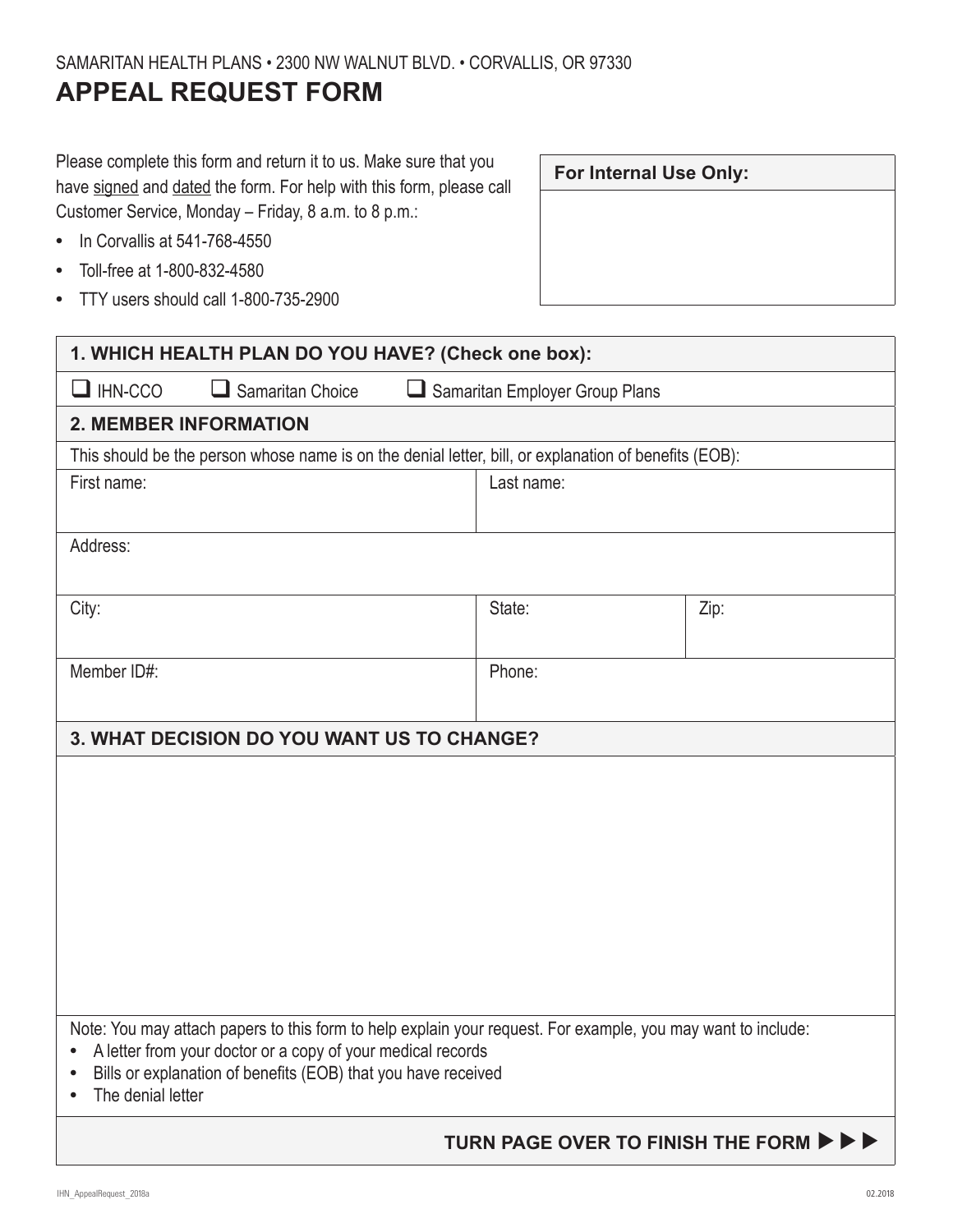SAMARITAN HEALTH PLANS • 2300 NW WALNUT BLVD. • CORVALLIS, OR 97330

# APPEAL REQUEST FORM

Please complete this form and return it to us. Make sure that you have signed and dated the form. For help with this form, please call Customer Service, Monday – Friday, 8 a.m. to 8 p.m.:

- In Corvallis at 541-768-4550
- Toll-free at 1-800-832-4580
- TTY users should call 1-800-735-2900

| For Internal Use Only: |
|---|
| |

## 1. WHICH HEALTH PLAN DO YOU HAVE? (Check one box):

☐ IHN-CCO ☐ Samaritan Choice ☐ Samaritan Employer Group Plans

## 2. MEMBER INFORMATION

This should be the person whose name is on the denial letter, bill, or explanation of benefits (EOB):

| First name: | Last name: | |
|---|---|---|
| Address: | | |
| City: | State: | Zip: |
| Member ID#: | Phone: | |

## 3. WHAT DECISION DO YOU WANT US TO CHANGE?

Note: You may attach papers to this form to help explain your request. For example, you may want to include:

- A letter from your doctor or a copy of your medical records
- Bills or explanation of benefits (EOB) that you have received
- The denial letter

**TURN PAGE OVER TO FINISH THE FORM ▶▶▶**

IHN_AppealRequest_2018a 02.2018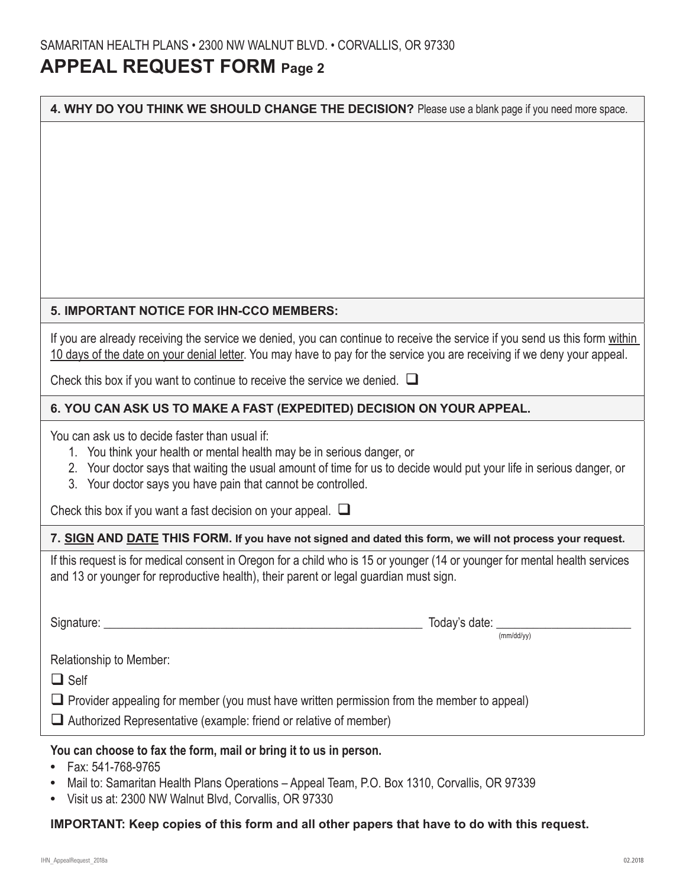SAMARITAN HEALTH PLANS • 2300 NW WALNUT BLVD. • CORVALLIS, OR 97330

# APPEAL REQUEST FORM Page 2

## 4. WHY DO YOU THINK WE SHOULD CHANGE THE DECISION? 
Please use a blank page if you need more space.

## 5. IMPORTANT NOTICE FOR IHN-CCO MEMBERS:

If you are already receiving the service we denied, you can continue to receive the service if you send us this form within 10 days of the date on your denial letter. You may have to pay for the service you are receiving if we deny your appeal.

Check this box if you want to continue to receive the service we denied. ☐

## 6. YOU CAN ASK US TO MAKE A FAST (EXPEDITED) DECISION ON YOUR APPEAL.

You can ask us to decide faster than usual if:

1. You think your health or mental health may be in serious danger, or
2. Your doctor says that waiting the usual amount of time for us to decide would put your life in serious danger, or
3. Your doctor says you have pain that cannot be controlled.

Check this box if you want a fast decision on your appeal. ☐

## 7. SIGN AND DATE THIS FORM. 
**If you have not signed and dated this form, we will not process your request.**

If this request is for medical consent in Oregon for a child who is 15 or younger (14 or younger for mental health services and 13 or younger for reproductive health), their parent or legal guardian must sign.

Signature: ______________________________________________ Today's date: ____________________ (mm/dd/yy)

Relationship to Member:

☐ Self

☐ Provider appealing for member (you must have written permission from the member to appeal)

☐ Authorized Representative (example: friend or relative of member)

**You can choose to fax the form, mail or bring it to us in person.**

- Fax: 541-768-9765
- Mail to: Samaritan Health Plans Operations – Appeal Team, P.O. Box 1310, Corvallis, OR 97339
- Visit us at: 2300 NW Walnut Blvd, Corvallis, OR 97330

**IMPORTANT: Keep copies of this form and all other papers that have to do with this request.**

IHN_AppealRequest_2018a 02.2018